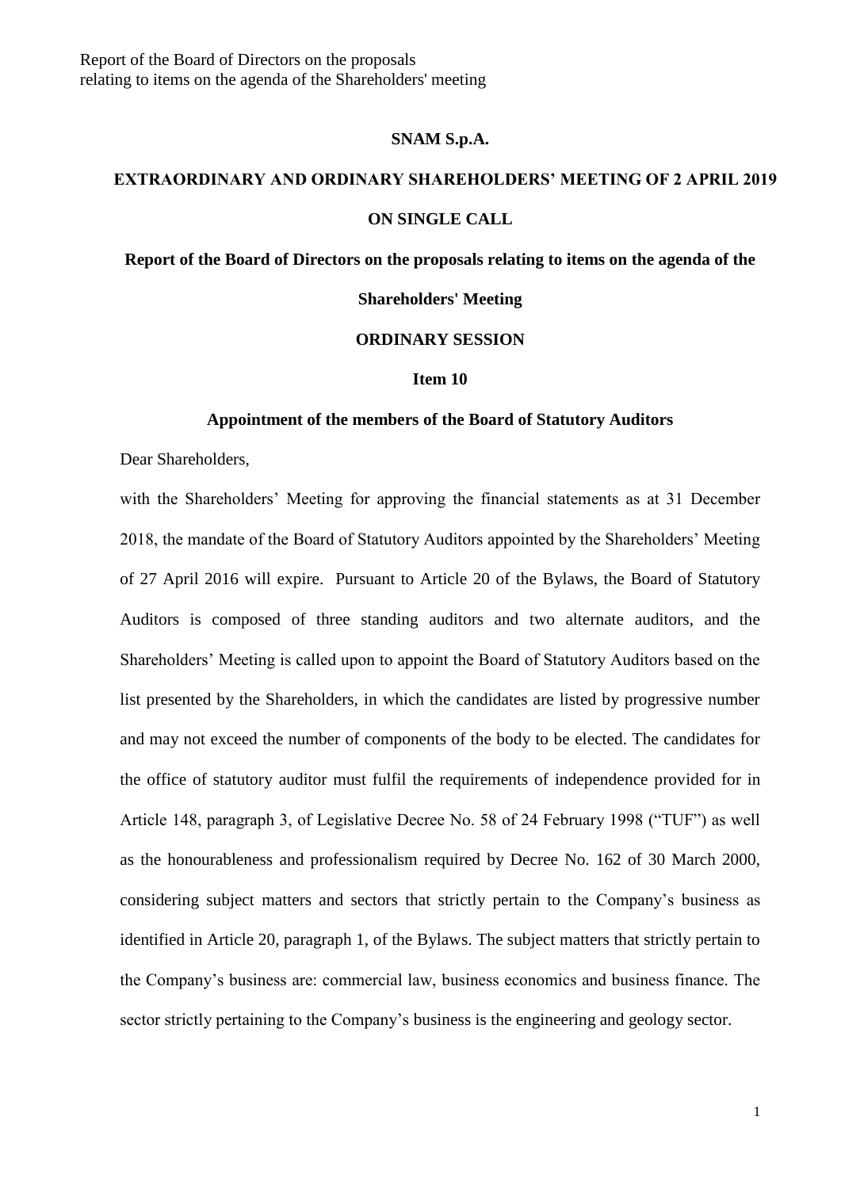# SNAM S.p.A.

## EXTRAORDINARY AND ORDINARY SHAREHOLDERS' MEETING OF 2 APRIL 2019 ON SINGLE CALL

## Report of the Board of Directors on the proposals relating to items on the agenda of the Shareholders' Meeting

### ORDINARY SESSION

### Item 10

### Appointment of the members of the Board of Statutory Auditors

Dear Shareholders,

with the Shareholders' Meeting for approving the financial statements as at 31 December 2018, the mandate of the Board of Statutory Auditors appointed by the Shareholders' Meeting of 27 April 2016 will expire. Pursuant to Article 20 of the Bylaws, the Board of Statutory Auditors is composed of three standing auditors and two alternate auditors, and the Shareholders' Meeting is called upon to appoint the Board of Statutory Auditors based on the list presented by the Shareholders, in which the candidates are listed by progressive number and may not exceed the number of components of the body to be elected. The candidates for the office of statutory auditor must fulfil the requirements of independence provided for in Article 148, paragraph 3, of Legislative Decree No. 58 of 24 February 1998 ("TUF") as well as the honourableness and professionalism required by Decree No. 162 of 30 March 2000, considering subject matters and sectors that strictly pertain to the Company's business as identified in Article 20, paragraph 1, of the Bylaws. The subject matters that strictly pertain to the Company's business are: commercial law, business economics and business finance. The sector strictly pertaining to the Company's business is the engineering and geology sector.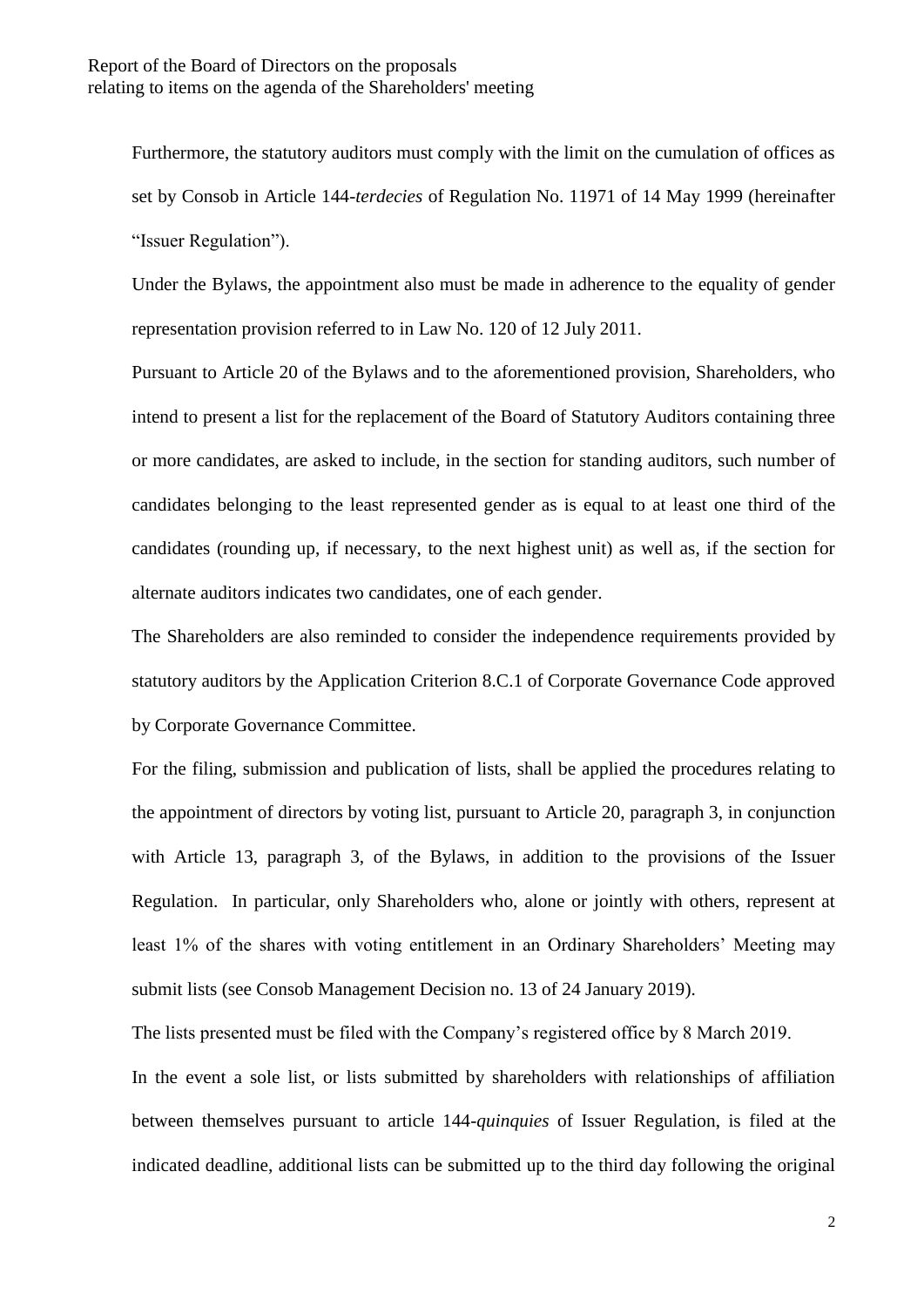Furthermore, the statutory auditors must comply with the limit on the cumulation of offices as set by Consob in Article 144-*terdecies* of Regulation No. 11971 of 14 May 1999 (hereinafter "Issuer Regulation").

Under the Bylaws, the appointment also must be made in adherence to the equality of gender representation provision referred to in Law No. 120 of 12 July 2011.

Pursuant to Article 20 of the Bylaws and to the aforementioned provision, Shareholders, who intend to present a list for the replacement of the Board of Statutory Auditors containing three or more candidates, are asked to include, in the section for standing auditors, such number of candidates belonging to the least represented gender as is equal to at least one third of the candidates (rounding up, if necessary, to the next highest unit) as well as, if the section for alternate auditors indicates two candidates, one of each gender.

The Shareholders are also reminded to consider the independence requirements provided by statutory auditors by the Application Criterion 8.C.1 of Corporate Governance Code approved by Corporate Governance Committee.

For the filing, submission and publication of lists, shall be applied the procedures relating to the appointment of directors by voting list, pursuant to Article 20, paragraph 3, in conjunction with Article 13, paragraph 3, of the Bylaws, in addition to the provisions of the Issuer Regulation. In particular, only Shareholders who, alone or jointly with others, represent at least 1% of the shares with voting entitlement in an Ordinary Shareholders' Meeting may submit lists (see Consob Management Decision no. 13 of 24 January 2019).

The lists presented must be filed with the Company's registered office by 8 March 2019.

In the event a sole list, or lists submitted by shareholders with relationships of affiliation between themselves pursuant to article 144-*quinquies* of Issuer Regulation, is filed at the indicated deadline, additional lists can be submitted up to the third day following the original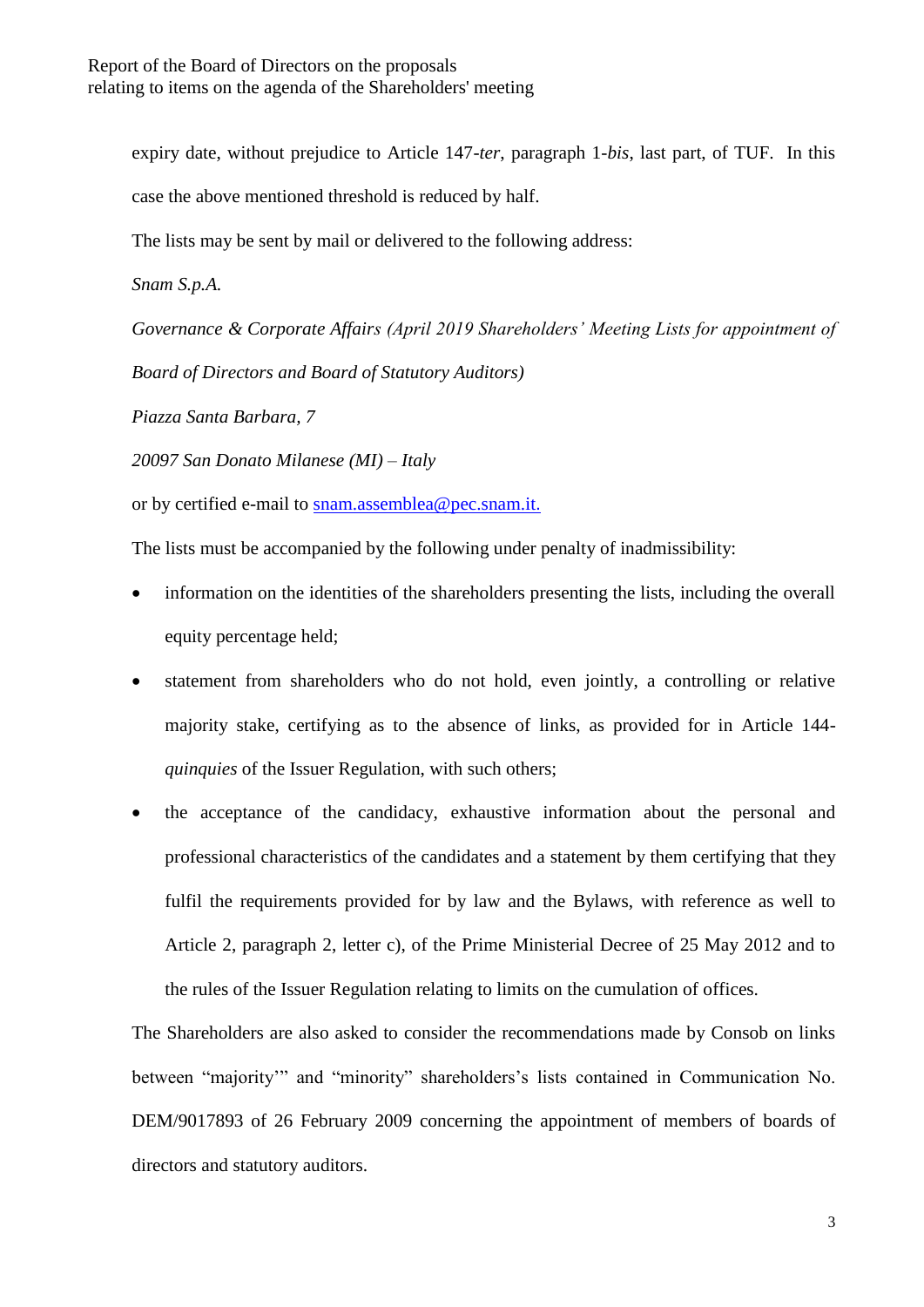expiry date, without prejudice to Article 147-*ter*, paragraph 1-*bis*, last part, of TUF. In this case the above mentioned threshold is reduced by half.

The lists may be sent by mail or delivered to the following address:

*Snam S.p.A.*

*Governance & Corporate Affairs (April 2019 Shareholders' Meeting Lists for appointment of Board of Directors and Board of Statutory Auditors)*

*Piazza Santa Barbara, 7*

*20097 San Donato Milanese (MI) – Italy*

or by certified e-mail to snam.assemblea@pec.snam.it.

The lists must be accompanied by the following under penalty of inadmissibility:

- information on the identities of the shareholders presenting the lists, including the overall equity percentage held;
- statement from shareholders who do not hold, even jointly, a controlling or relative majority stake, certifying as to the absence of links, as provided for in Article 144-*quinquies* of the Issuer Regulation, with such others;
- the acceptance of the candidacy, exhaustive information about the personal and professional characteristics of the candidates and a statement by them certifying that they fulfil the requirements provided for by law and the Bylaws, with reference as well to Article 2, paragraph 2, letter c), of the Prime Ministerial Decree of 25 May 2012 and to the rules of the Issuer Regulation relating to limits on the cumulation of offices.

The Shareholders are also asked to consider the recommendations made by Consob on links between "majority'" and "minority" shareholders's lists contained in Communication No. DEM/9017893 of 26 February 2009 concerning the appointment of members of boards of directors and statutory auditors.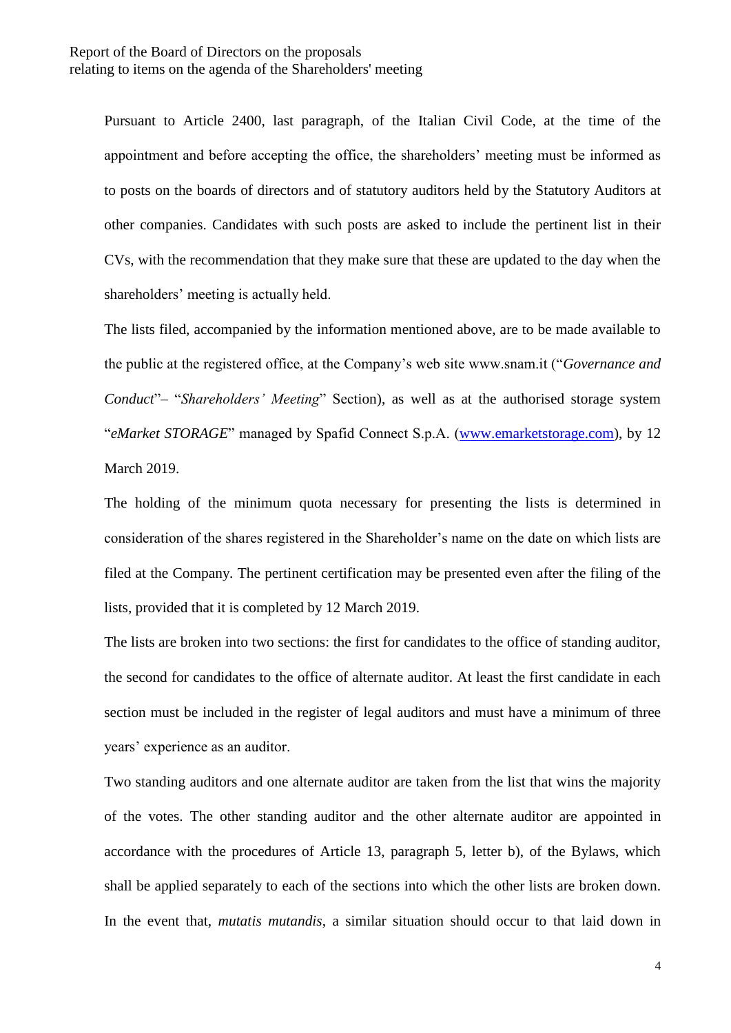Pursuant to Article 2400, last paragraph, of the Italian Civil Code, at the time of the appointment and before accepting the office, the shareholders' meeting must be informed as to posts on the boards of directors and of statutory auditors held by the Statutory Auditors at other companies. Candidates with such posts are asked to include the pertinent list in their CVs, with the recommendation that they make sure that these are updated to the day when the shareholders' meeting is actually held.

The lists filed, accompanied by the information mentioned above, are to be made available to the public at the registered office, at the Company's web site www.snam.it ("*Governance and Conduct*"– "*Shareholders' Meeting*" Section), as well as at the authorised storage system "*eMarket STORAGE*" managed by Spafid Connect S.p.A. ([www.emarketstorage.com](www.emarketstorage.com)), by 12 March 2019.

The holding of the minimum quota necessary for presenting the lists is determined in consideration of the shares registered in the Shareholder's name on the date on which lists are filed at the Company. The pertinent certification may be presented even after the filing of the lists, provided that it is completed by 12 March 2019.

The lists are broken into two sections: the first for candidates to the office of standing auditor, the second for candidates to the office of alternate auditor. At least the first candidate in each section must be included in the register of legal auditors and must have a minimum of three years' experience as an auditor.

Two standing auditors and one alternate auditor are taken from the list that wins the majority of the votes. The other standing auditor and the other alternate auditor are appointed in accordance with the procedures of Article 13, paragraph 5, letter b), of the Bylaws, which shall be applied separately to each of the sections into which the other lists are broken down. In the event that, *mutatis mutandis*, a similar situation should occur to that laid down in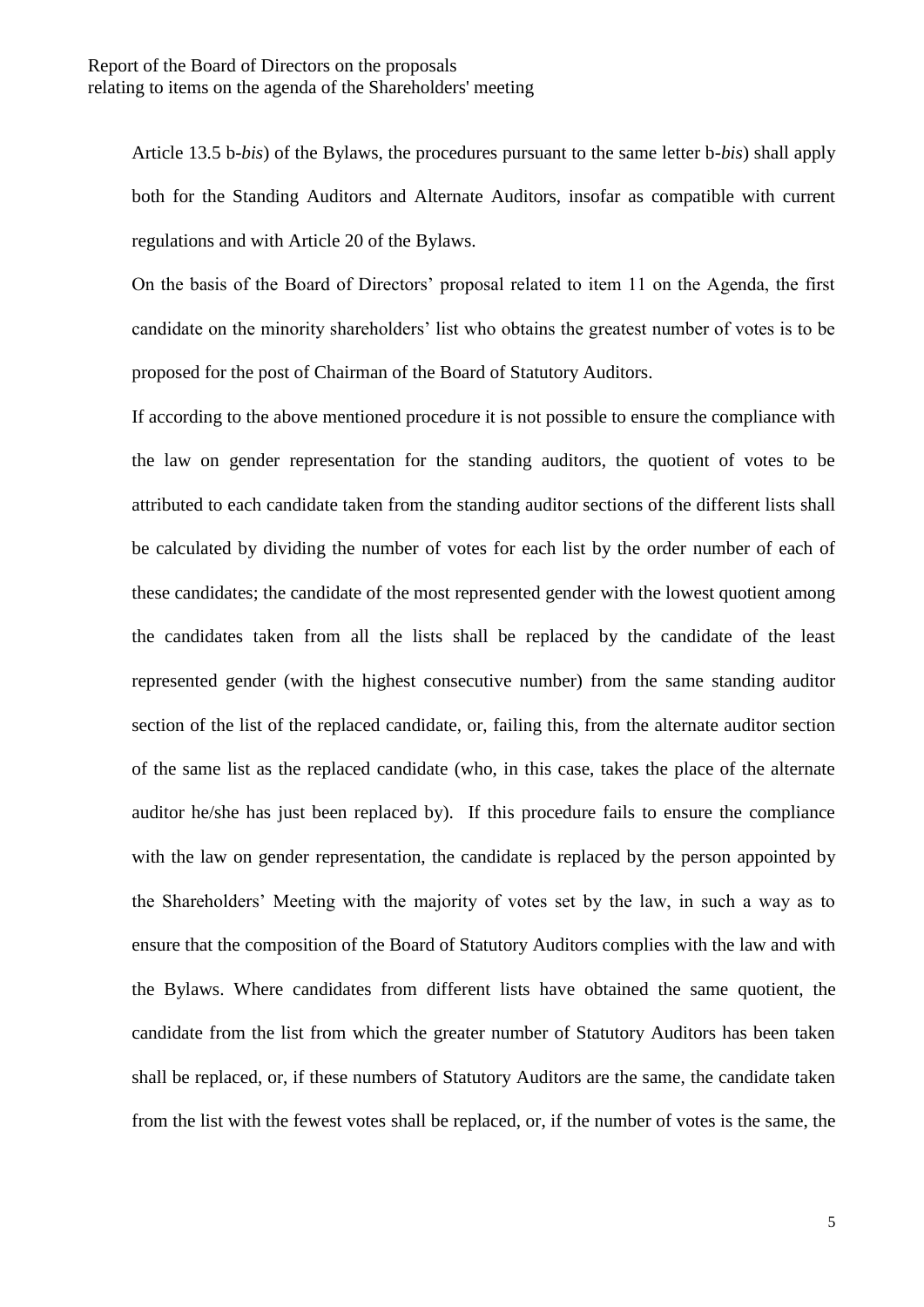Article 13.5 b-*bis*) of the Bylaws, the procedures pursuant to the same letter b-*bis*) shall apply both for the Standing Auditors and Alternate Auditors, insofar as compatible with current regulations and with Article 20 of the Bylaws.

On the basis of the Board of Directors' proposal related to item 11 on the Agenda, the first candidate on the minority shareholders' list who obtains the greatest number of votes is to be proposed for the post of Chairman of the Board of Statutory Auditors.

If according to the above mentioned procedure it is not possible to ensure the compliance with the law on gender representation for the standing auditors, the quotient of votes to be attributed to each candidate taken from the standing auditor sections of the different lists shall be calculated by dividing the number of votes for each list by the order number of each of these candidates; the candidate of the most represented gender with the lowest quotient among the candidates taken from all the lists shall be replaced by the candidate of the least represented gender (with the highest consecutive number) from the same standing auditor section of the list of the replaced candidate, or, failing this, from the alternate auditor section of the same list as the replaced candidate (who, in this case, takes the place of the alternate auditor he/she has just been replaced by). If this procedure fails to ensure the compliance with the law on gender representation, the candidate is replaced by the person appointed by the Shareholders' Meeting with the majority of votes set by the law, in such a way as to ensure that the composition of the Board of Statutory Auditors complies with the law and with the Bylaws. Where candidates from different lists have obtained the same quotient, the candidate from the list from which the greater number of Statutory Auditors has been taken shall be replaced, or, if these numbers of Statutory Auditors are the same, the candidate taken from the list with the fewest votes shall be replaced, or, if the number of votes is the same, the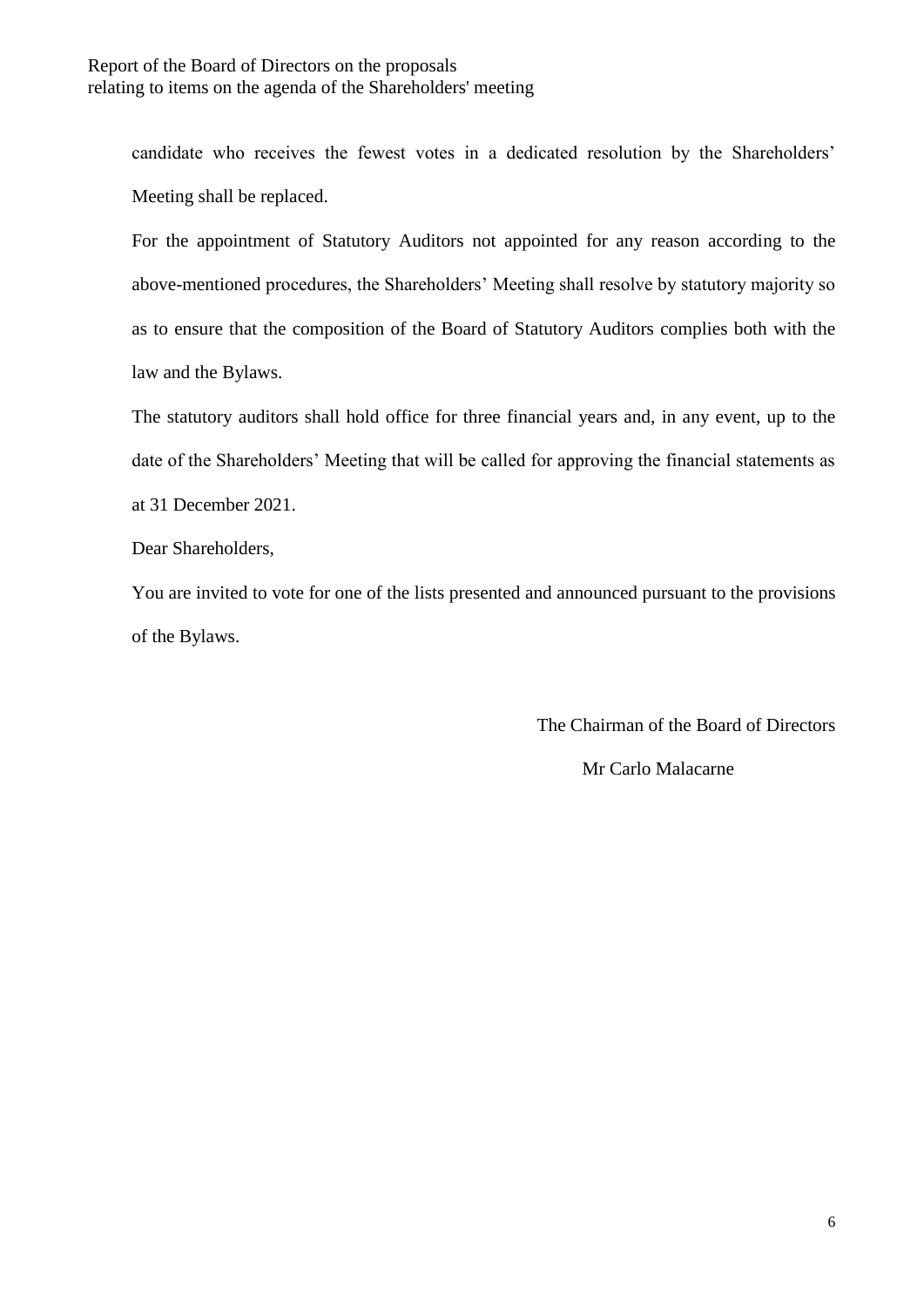candidate who receives the fewest votes in a dedicated resolution by the Shareholders' Meeting shall be replaced.

For the appointment of Statutory Auditors not appointed for any reason according to the above-mentioned procedures, the Shareholders' Meeting shall resolve by statutory majority so as to ensure that the composition of the Board of Statutory Auditors complies both with the law and the Bylaws.

The statutory auditors shall hold office for three financial years and, in any event, up to the date of the Shareholders' Meeting that will be called for approving the financial statements as at 31 December 2021.

Dear Shareholders,

You are invited to vote for one of the lists presented and announced pursuant to the provisions of the Bylaws.

The Chairman of the Board of Directors

Mr Carlo Malacarne